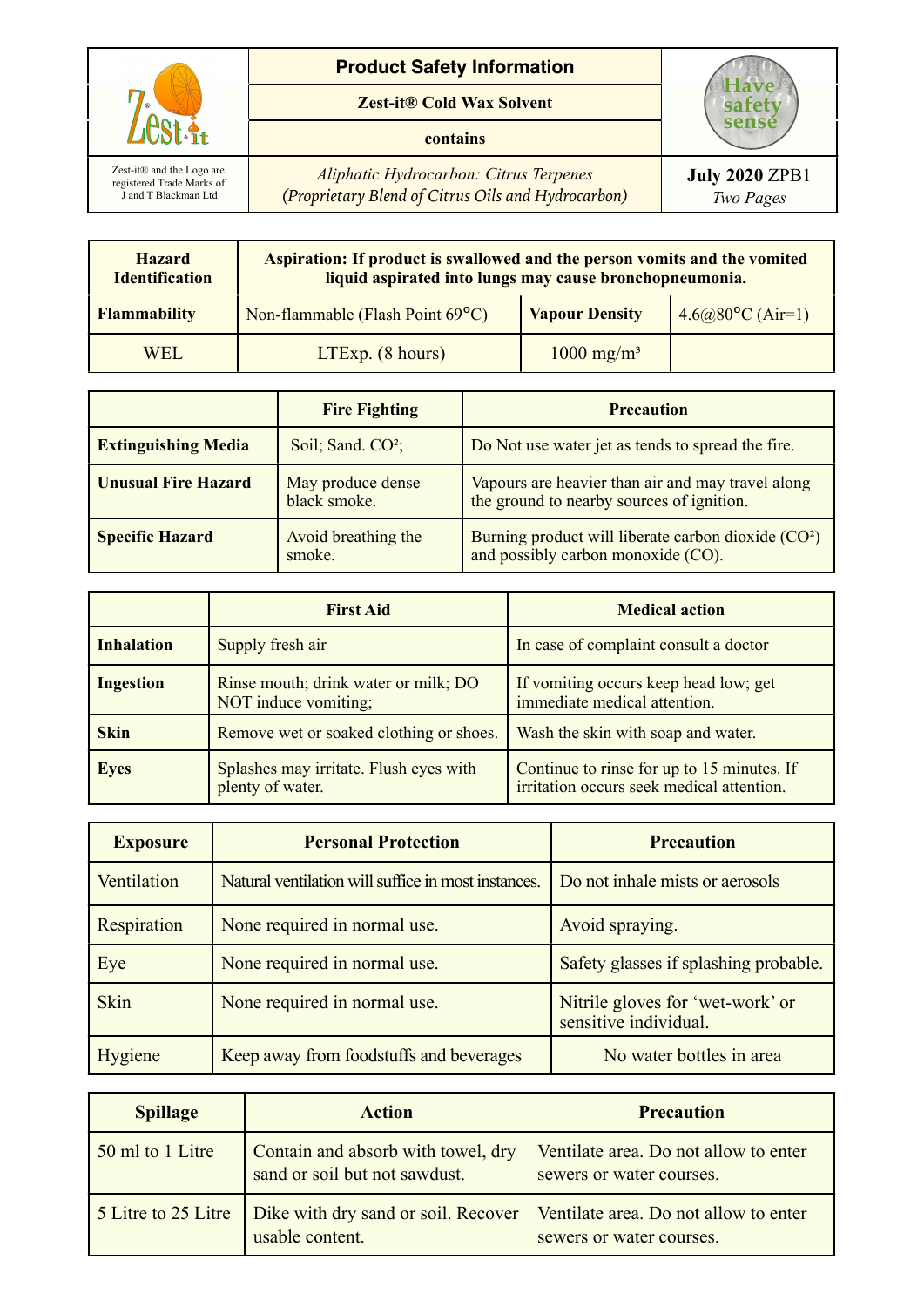| Zest-it | Product Safety Information | Have safety sense |
|---|---|---|
| | **Zest-it® Cold Wax Solvent** | |
| | **contains** | |
| Zest-it® and the Logo are registered Trade Marks of J and T Blackman Ltd | *Aliphatic Hydrocarbon: Citrus Terpenes (Proprietary Blend of Citrus Oils and Hydrocarbon)* | **July 2020** ZPB1 *Two Pages* |

| **Hazard Identification** | **Aspiration: If product is swallowed and the person vomits and the vomited liquid aspirated into lungs may cause bronchopneumonia.** | | |
|---|---|---|---|
| **Flammability** | Non-flammable (Flash Point 69°C) | **Vapour Density** | 4.6@80°C (Air=1) |
| WEL | LTExp. (8 hours) | 1000 mg/m³ | |

| | **Fire Fighting** | **Precaution** |
|---|---|---|
| **Extinguishing Media** | Soil; Sand. $CO^2$; | Do Not use water jet as tends to spread the fire. |
| **Unusual Fire Hazard** | May produce dense black smoke. | Vapours are heavier than air and may travel along the ground to nearby sources of ignition. |
| **Specific Hazard** | Avoid breathing the smoke. | Burning product will liberate carbon dioxide ($CO^2$) and possibly carbon monoxide (CO). |

| | **First Aid** | **Medical action** |
|---|---|---|
| **Inhalation** | Supply fresh air | In case of complaint consult a doctor |
| **Ingestion** | Rinse mouth; drink water or milk; DO NOT induce vomiting; | If vomiting occurs keep head low; get immediate medical attention. |
| **Skin** | Remove wet or soaked clothing or shoes. | Wash the skin with soap and water. |
| **Eyes** | Splashes may irritate. Flush eyes with plenty of water. | Continue to rinse for up to 15 minutes. If irritation occurs seek medical attention. |

| **Exposure** | **Personal Protection** | **Precaution** |
|---|---|---|
| Ventilation | Natural ventilation will suffice in most instances. | Do not inhale mists or aerosols |
| Respiration | None required in normal use. | Avoid spraying. |
| Eye | None required in normal use. | Safety glasses if splashing probable. |
| Skin | None required in normal use. | Nitrile gloves for ‘wet-work’ or sensitive individual. |
| Hygiene | Keep away from foodstuffs and beverages | No water bottles in area |

| **Spillage** | **Action** | **Precaution** |
|---|---|---|
| 50 ml to 1 Litre | Contain and absorb with towel, dry sand or soil but not sawdust. | Ventilate area. Do not allow to enter sewers or water courses. |
| 5 Litre to 25 Litre | Dike with dry sand or soil. Recover usable content. | Ventilate area. Do not allow to enter sewers or water courses. |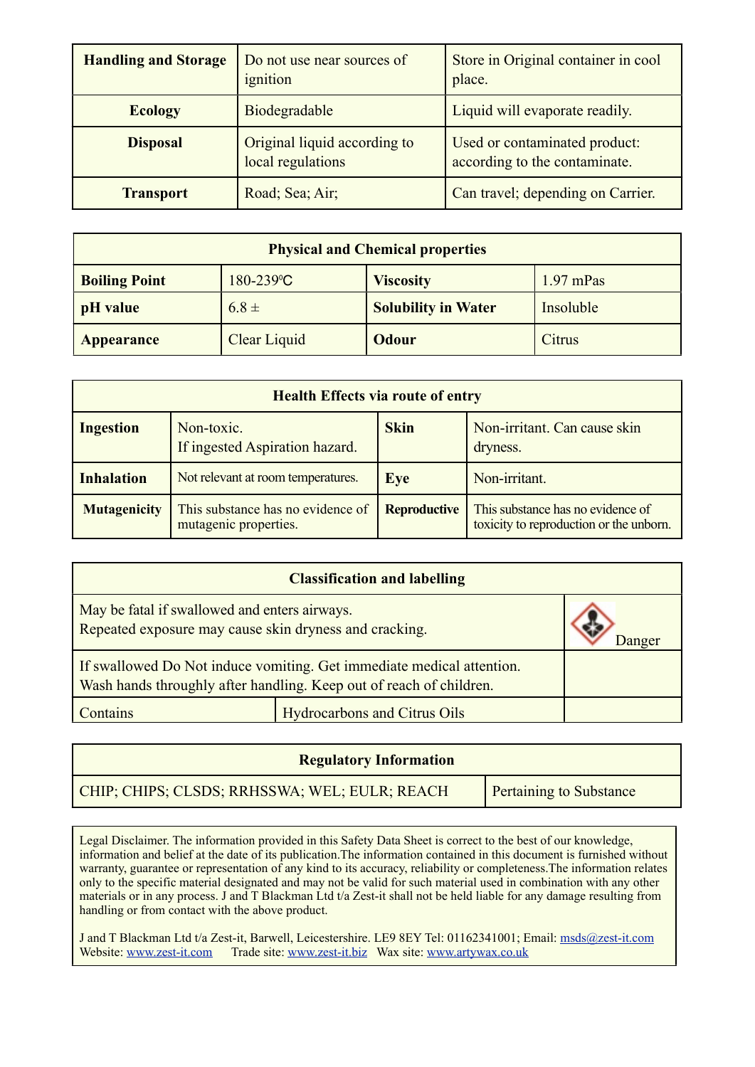| | | |
|---|---|---|
| **Handling and Storage** | Do not use near sources of ignition | Store in Original container in cool place. |
| **Ecology** | Biodegradable | Liquid will evaporate readily. |
| **Disposal** | Original liquid according to local regulations | Used or contaminated product: according to the contaminate. |
| **Transport** | Road; Sea; Air; | Can travel; depending on Carrier. |

| **Physical and Chemical properties** | | | |
|---|---|---|---|
| **Boiling Point** | 180-239ºC | **Viscosity** | 1.97 mPas |
| **pH value** | 6.8 ± | **Solubility in Water** | Insoluble |
| **Appearance** | Clear Liquid | **Odour** | Citrus |

| **Health Effects via route of entry** | | | |
|---|---|---|---|
| **Ingestion** | Non-toxic.<br>If ingested Aspiration hazard. | **Skin** | Non-irritant. Can cause skin dryness. |
| **Inhalation** | Not relevant at room temperatures. | **Eye** | Non-irritant. |
| **Mutagenicity** | This substance has no evidence of mutagenic properties. | **Reproductive** | This substance has no evidence of toxicity to reproduction or the unborn. |

| **Classification and labelling** | | |
|---|---|---|
| May be fatal if swallowed and enters airways.<br>Repeated exposure may cause skin dryness and cracking. | | Danger |
| If swallowed Do Not induce vomiting. Get immediate medical attention.<br>Wash hands throughly after handling. Keep out of reach of children. | | |
| Contains | Hydrocarbons and Citrus Oils | |

| **Regulatory Information** | |
|---|---|
| CHIP; CHIPS; CLSDS; RRHSSWA; WEL; EULR; REACH | Pertaining to Substance |

Legal Disclaimer. The information provided in this Safety Data Sheet is correct to the best of our knowledge, information and belief at the date of its publication.The information contained in this document is furnished without warranty, guarantee or representation of any kind to its accuracy, reliability or completeness.The information relates only to the specific material designated and may not be valid for such material used in combination with any other materials or in any process. J and T Blackman Ltd t/a Zest-it shall not be held liable for any damage resulting from handling or from contact with the above product.

J and T Blackman Ltd t/a Zest-it, Barwell, Leicestershire. LE9 8EY Tel: 01162341001; Email: msds@zest-it.com
Website: www.zest-it.com Trade site: www.zest-it.biz Wax site: www.artywax.co.uk